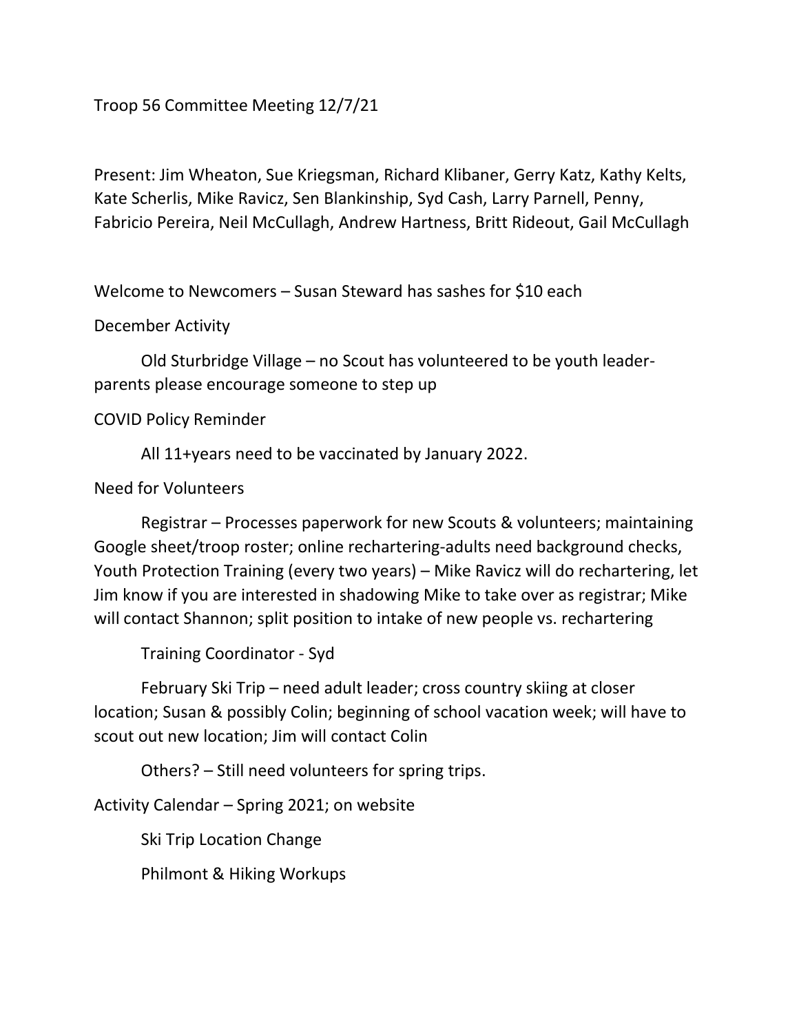Troop 56 Committee Meeting 12/7/21

Present: Jim Wheaton, Sue Kriegsman, Richard Klibaner, Gerry Katz, Kathy Kelts, Kate Scherlis, Mike Ravicz, Sen Blankinship, Syd Cash, Larry Parnell, Penny, Fabricio Pereira, Neil McCullagh, Andrew Hartness, Britt Rideout, Gail McCullagh

Welcome to Newcomers – Susan Steward has sashes for $10 each

December Activity

Old Sturbridge Village – no Scout has volunteered to be youth leader- parents please encourage someone to step up

COVID Policy Reminder

All 11+years need to be vaccinated by January 2022.

Need for Volunteers

Registrar – Processes paperwork for new Scouts & volunteers; maintaining Google sheet/troop roster; online rechartering-adults need background checks, Youth Protection Training (every two years) – Mike Ravicz will do rechartering, let Jim know if you are interested in shadowing Mike to take over as registrar; Mike will contact Shannon; split position to intake of new people vs. rechartering

Training Coordinator - Syd

February Ski Trip – need adult leader; cross country skiing at closer location; Susan & possibly Colin; beginning of school vacation week; will have to scout out new location; Jim will contact Colin

Others? – Still need volunteers for spring trips.

Activity Calendar – Spring 2021; on website

Ski Trip Location Change

Philmont & Hiking Workups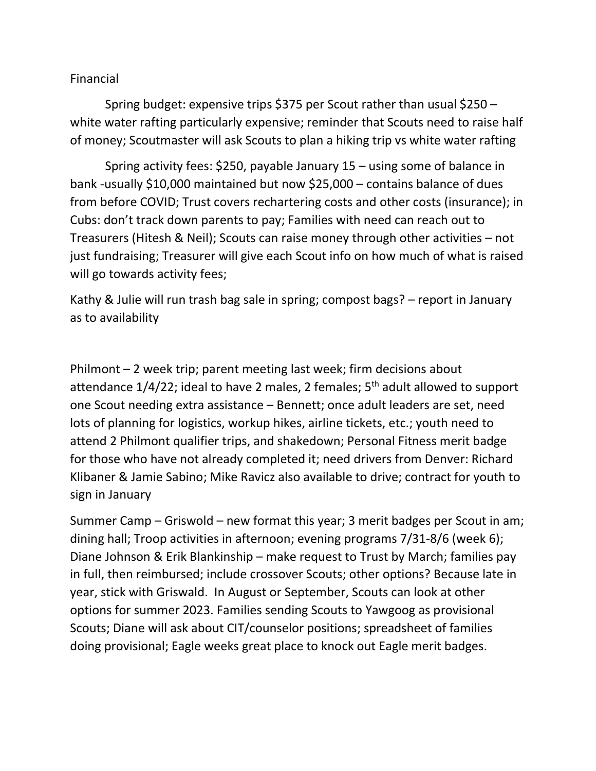Financial

Spring budget: expensive trips $375 per Scout rather than usual $250 – white water rafting particularly expensive; reminder that Scouts need to raise half of money; Scoutmaster will ask Scouts to plan a hiking trip vs white water rafting

Spring activity fees: $250, payable January 15 – using some of balance in bank -usually $10,000 maintained but now $25,000 – contains balance of dues from before COVID; Trust covers rechartering costs and other costs (insurance); in Cubs: don't track down parents to pay; Families with need can reach out to Treasurers (Hitesh & Neil); Scouts can raise money through other activities – not just fundraising; Treasurer will give each Scout info on how much of what is raised will go towards activity fees;

Kathy & Julie will run trash bag sale in spring; compost bags? – report in January as to availability

Philmont – 2 week trip; parent meeting last week; firm decisions about attendance 1/4/22; ideal to have 2 males, 2 females; 5th adult allowed to support one Scout needing extra assistance – Bennett; once adult leaders are set, need lots of planning for logistics, workup hikes, airline tickets, etc.; youth need to attend 2 Philmont qualifier trips, and shakedown; Personal Fitness merit badge for those who have not already completed it; need drivers from Denver: Richard Klibaner & Jamie Sabino; Mike Ravicz also available to drive; contract for youth to sign in January

Summer Camp – Griswold – new format this year; 3 merit badges per Scout in am; dining hall; Troop activities in afternoon; evening programs 7/31-8/6 (week 6); Diane Johnson & Erik Blankinship – make request to Trust by March; families pay in full, then reimbursed; include crossover Scouts; other options? Because late in year, stick with Griswald. In August or September, Scouts can look at other options for summer 2023. Families sending Scouts to Yawgoog as provisional Scouts; Diane will ask about CIT/counselor positions; spreadsheet of families doing provisional; Eagle weeks great place to knock out Eagle merit badges.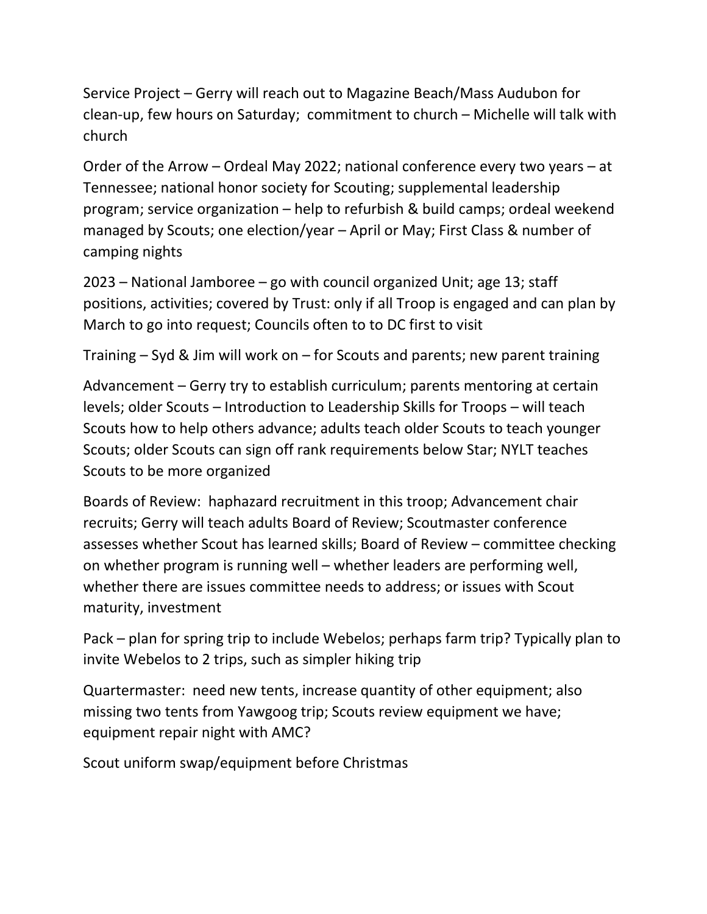Service Project – Gerry will reach out to Magazine Beach/Mass Audubon for clean-up, few hours on Saturday;  commitment to church – Michelle will talk with church

Order of the Arrow – Ordeal May 2022; national conference every two years – at Tennessee; national honor society for Scouting; supplemental leadership program; service organization – help to refurbish & build camps; ordeal weekend managed by Scouts; one election/year – April or May; First Class & number of camping nights

2023 – National Jamboree – go with council organized Unit; age 13; staff positions, activities; covered by Trust: only if all Troop is engaged and can plan by March to go into request; Councils often to to DC first to visit

Training – Syd & Jim will work on – for Scouts and parents; new parent training

Advancement – Gerry try to establish curriculum; parents mentoring at certain levels; older Scouts – Introduction to Leadership Skills for Troops – will teach Scouts how to help others advance; adults teach older Scouts to teach younger Scouts; older Scouts can sign off rank requirements below Star; NYLT teaches Scouts to be more organized

Boards of Review:  haphazard recruitment in this troop; Advancement chair recruits; Gerry will teach adults Board of Review; Scoutmaster conference assesses whether Scout has learned skills; Board of Review – committee checking on whether program is running well – whether leaders are performing well, whether there are issues committee needs to address; or issues with Scout maturity, investment

Pack – plan for spring trip to include Webelos; perhaps farm trip? Typically plan to invite Webelos to 2 trips, such as simpler hiking trip

Quartermaster:  need new tents, increase quantity of other equipment; also missing two tents from Yawgoog trip; Scouts review equipment we have; equipment repair night with AMC?

Scout uniform swap/equipment before Christmas